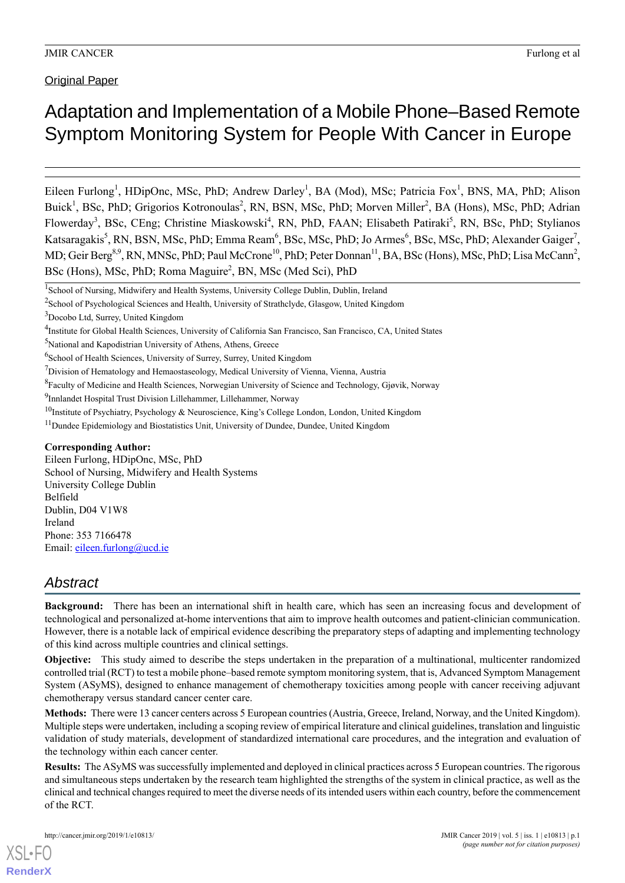Original Paper

# Adaptation and Implementation of a Mobile Phone–Based Remote Symptom Monitoring System for People With Cancer in Europe

Eileen Furlong[1], HDipOnc, MSc, PhD; Andrew Darley[1], BA (Mod), MSc; Patricia Fox[1], BNS, MA, PhD; Alison Buick[1], BSc, PhD; Grigorios Kotronoulas[2], RN, BSN, MSc, PhD; Morven Miller[2], BA (Hons), MSc, PhD; Adrian Flowerday[3], BSc, CEng; Christine Miaskowski[4], RN, PhD, FAAN; Elisabeth Patiraki[5], RN, BSc, PhD; Stylianos Katsaragakis[5], RN, BSN, MSc, PhD; Emma Ream[6], BSc, MSc, PhD; Jo Armes[6], BSc, MSc, PhD; Alexander Gaiger[7], MD; Geir Berg[8,9], RN, MNSc, PhD; Paul McCrone[10], PhD; Peter Donnan[11], BA, BSc (Hons), MSc, PhD; Lisa McCann[2], BSc (Hons), MSc, PhD; Roma Maguire[2], BN, MSc (Med Sci), PhD

[1]School of Nursing, Midwifery and Health Systems, University College Dublin, Dublin, Ireland
[2]School of Psychological Sciences and Health, University of Strathclyde, Glasgow, United Kingdom
[3]Docobo Ltd, Surrey, United Kingdom
[4]Institute for Global Health Sciences, University of California San Francisco, San Francisco, CA, United States
[5]National and Kapodistrian University of Athens, Athens, Greece
[6]School of Health Sciences, University of Surrey, Surrey, United Kingdom
[7]Division of Hematology and Hemaostaseology, Medical University of Vienna, Vienna, Austria
[8]Faculty of Medicine and Health Sciences, Norwegian University of Science and Technology, Gjøvik, Norway
[9]Innlandet Hospital Trust Division Lillehammer, Lillehammer, Norway
[10]Institute of Psychiatry, Psychology & Neuroscience, King's College London, London, United Kingdom
[11]Dundee Epidemiology and Biostatistics Unit, University of Dundee, Dundee, United Kingdom

**Corresponding Author:**
Eileen Furlong, HDipOnc, MSc, PhD
School of Nursing, Midwifery and Health Systems
University College Dublin
Belfield
Dublin, D04 V1W8
Ireland
Phone: 353 7166478
Email: eileen.furlong@ucd.ie

## Abstract

**Background:** There has been an international shift in health care, which has seen an increasing focus and development of technological and personalized at-home interventions that aim to improve health outcomes and patient-clinician communication. However, there is a notable lack of empirical evidence describing the preparatory steps of adapting and implementing technology of this kind across multiple countries and clinical settings.

**Objective:** This study aimed to describe the steps undertaken in the preparation of a multinational, multicenter randomized controlled trial (RCT) to test a mobile phone–based remote symptom monitoring system, that is, Advanced Symptom Management System (ASyMS), designed to enhance management of chemotherapy toxicities among people with cancer receiving adjuvant chemotherapy versus standard cancer center care.

**Methods:** There were 13 cancer centers across 5 European countries (Austria, Greece, Ireland, Norway, and the United Kingdom). Multiple steps were undertaken, including a scoping review of empirical literature and clinical guidelines, translation and linguistic validation of study materials, development of standardized international care procedures, and the integration and evaluation of the technology within each cancer center.

**Results:** The ASyMS was successfully implemented and deployed in clinical practices across 5 European countries. The rigorous and simultaneous steps undertaken by the research team highlighted the strengths of the system in clinical practice, as well as the clinical and technical changes required to meet the diverse needs of its intended users within each country, before the commencement of the RCT.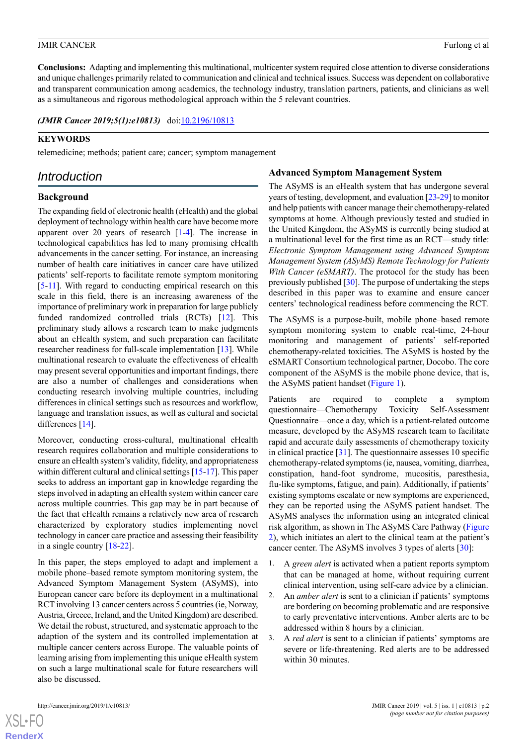**Conclusions:** Adapting and implementing this multinational, multicenter system required close attention to diverse considerations and unique challenges primarily related to communication and clinical and technical issues. Success was dependent on collaborative and transparent communication among academics, the technology industry, translation partners, patients, and clinicians as well as a simultaneous and rigorous methodological approach within the 5 relevant countries.

***(JMIR Cancer 2019;5(1):e10813)*** doi:10.2196/10813

**KEYWORDS**

telemedicine; methods; patient care; cancer; symptom management

## Introduction

### Background

The expanding field of electronic health (eHealth) and the global deployment of technology within health care have become more apparent over 20 years of research [1-4]. The increase in technological capabilities has led to many promising eHealth advancements in the cancer setting. For instance, an increasing number of health care initiatives in cancer care have utilized patients' self-reports to facilitate remote symptom monitoring [5-11]. With regard to conducting empirical research on this scale in this field, there is an increasing awareness of the importance of preliminary work in preparation for large publicly funded randomized controlled trials (RCTs) [12]. This preliminary study allows a research team to make judgments about an eHealth system, and such preparation can facilitate researcher readiness for full-scale implementation [13]. While multinational research to evaluate the effectiveness of eHealth may present several opportunities and important findings, there are also a number of challenges and considerations when conducting research involving multiple countries, including differences in clinical settings such as resources and workflow, language and translation issues, as well as cultural and societal differences [14].

Moreover, conducting cross-cultural, multinational eHealth research requires collaboration and multiple considerations to ensure an eHealth system's validity, fidelity, and appropriateness within different cultural and clinical settings [15-17]. This paper seeks to address an important gap in knowledge regarding the steps involved in adapting an eHealth system within cancer care across multiple countries. This gap may be in part because of the fact that eHealth remains a relatively new area of research characterized by exploratory studies implementing novel technology in cancer care practice and assessing their feasibility in a single country [18-22].

In this paper, the steps employed to adapt and implement a mobile phone–based remote symptom monitoring system, the Advanced Symptom Management System (ASyMS), into European cancer care before its deployment in a multinational RCT involving 13 cancer centers across 5 countries (ie, Norway, Austria, Greece, Ireland, and the United Kingdom) are described. We detail the robust, structured, and systematic approach to the adaption of the system and its controlled implementation at multiple cancer centers across Europe. The valuable points of learning arising from implementing this unique eHealth system on such a large multinational scale for future researchers will also be discussed.

### Advanced Symptom Management System

The ASyMS is an eHealth system that has undergone several years of testing, development, and evaluation [23-29] to monitor and help patients with cancer manage their chemotherapy-related symptoms at home. Although previously tested and studied in the United Kingdom, the ASyMS is currently being studied at a multinational level for the first time as an RCT—study title: *Electronic Symptom Management using Advanced Symptom Management System (ASyMS) Remote Technology for Patients With Cancer (eSMART)*. The protocol for the study has been previously published [30]. The purpose of undertaking the steps described in this paper was to examine and ensure cancer centers' technological readiness before commencing the RCT.

The ASyMS is a purpose-built, mobile phone–based remote symptom monitoring system to enable real-time, 24-hour monitoring and management of patients' self-reported chemotherapy-related toxicities. The ASyMS is hosted by the eSMART Consortium technological partner, Docobo. The core component of the ASyMS is the mobile phone device, that is, the ASyMS patient handset (Figure 1).

Patients are required to complete a symptom questionnaire—Chemotherapy Toxicity Self-Assessment Questionnaire—once a day, which is a patient-related outcome measure, developed by the ASyMS research team to facilitate rapid and accurate daily assessments of chemotherapy toxicity in clinical practice [31]. The questionnaire assesses 10 specific chemotherapy-related symptoms (ie, nausea, vomiting, diarrhea, constipation, hand-foot syndrome, mucositis, paresthesia, flu-like symptoms, fatigue, and pain). Additionally, if patients' existing symptoms escalate or new symptoms are experienced, they can be reported using the ASyMS patient handset. The ASyMS analyses the information using an integrated clinical risk algorithm, as shown in The ASyMS Care Pathway (Figure 2), which initiates an alert to the clinical team at the patient's cancer center. The ASyMS involves 3 types of alerts [30]:

1. A *green alert* is activated when a patient reports symptom that can be managed at home, without requiring current clinical intervention, using self-care advice by a clinician.
2. An *amber alert* is sent to a clinician if patients' symptoms are bordering on becoming problematic and are responsive to early preventative interventions. Amber alerts are to be addressed within 8 hours by a clinician.
3. A *red alert* is sent to a clinician if patients' symptoms are severe or life-threatening. Red alerts are to be addressed within 30 minutes.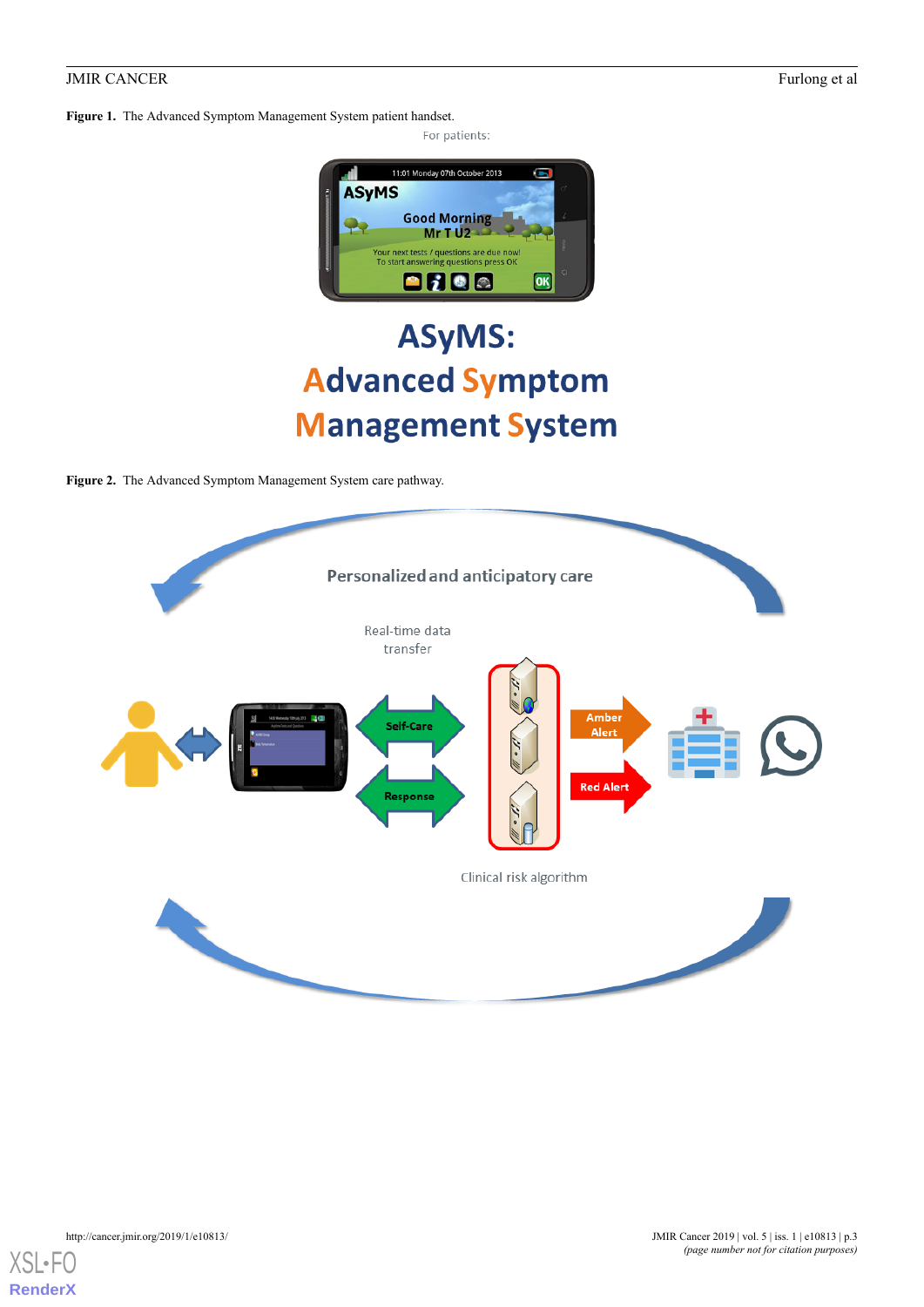**Figure 1.** The Advanced Symptom Management System patient handset.

**Figure 2.** The Advanced Symptom Management System care pathway.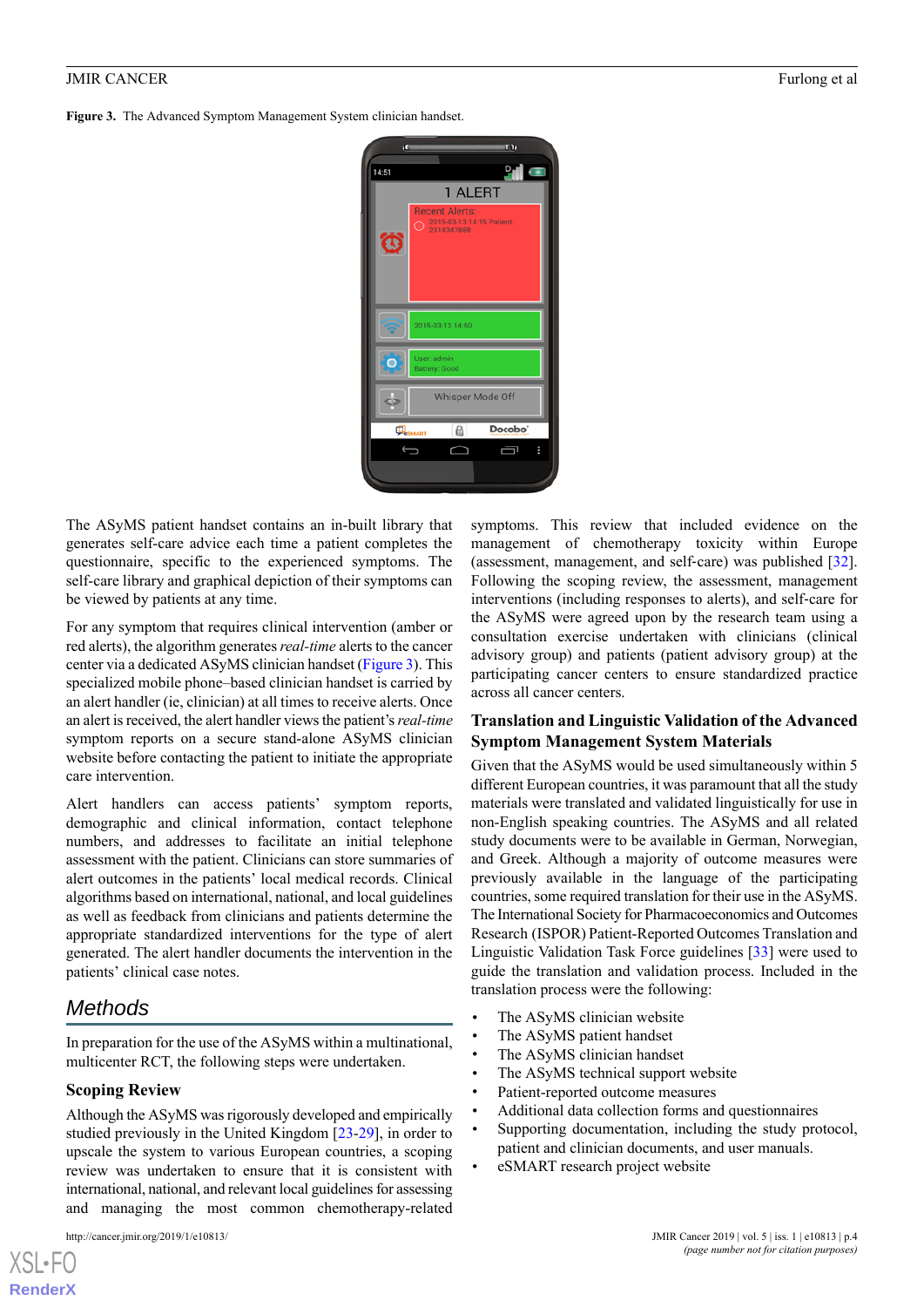**Figure 3.** The Advanced Symptom Management System clinician handset.

The ASyMS patient handset contains an in-built library that generates self-care advice each time a patient completes the questionnaire, specific to the experienced symptoms. The self-care library and graphical depiction of their symptoms can be viewed by patients at any time.

For any symptom that requires clinical intervention (amber or red alerts), the algorithm generates *real-time* alerts to the cancer center via a dedicated ASyMS clinician handset (Figure 3). This specialized mobile phone–based clinician handset is carried by an alert handler (ie, clinician) at all times to receive alerts. Once an alert is received, the alert handler views the patient's *real-time* symptom reports on a secure stand-alone ASyMS clinician website before contacting the patient to initiate the appropriate care intervention.

Alert handlers can access patients' symptom reports, demographic and clinical information, contact telephone numbers, and addresses to facilitate an initial telephone assessment with the patient. Clinicians can store summaries of alert outcomes in the patients' local medical records. Clinical algorithms based on international, national, and local guidelines as well as feedback from clinicians and patients determine the appropriate standardized interventions for the type of alert generated. The alert handler documents the intervention in the patients' clinical case notes.

## Methods

In preparation for the use of the ASyMS within a multinational, multicenter RCT, the following steps were undertaken.

### Scoping Review

Although the ASyMS was rigorously developed and empirically studied previously in the United Kingdom [23-29], in order to upscale the system to various European countries, a scoping review was undertaken to ensure that it is consistent with international, national, and relevant local guidelines for assessing and managing the most common chemotherapy-related symptoms. This review that included evidence on the management of chemotherapy toxicity within Europe (assessment, management, and self-care) was published [32]. Following the scoping review, the assessment, management interventions (including responses to alerts), and self-care for the ASyMS were agreed upon by the research team using a consultation exercise undertaken with clinicians (clinical advisory group) and patients (patient advisory group) at the participating cancer centers to ensure standardized practice across all cancer centers.

### Translation and Linguistic Validation of the Advanced Symptom Management System Materials

Given that the ASyMS would be used simultaneously within 5 different European countries, it was paramount that all the study materials were translated and validated linguistically for use in non-English speaking countries. The ASyMS and all related study documents were to be available in German, Norwegian, and Greek. Although a majority of outcome measures were previously available in the language of the participating countries, some required translation for their use in the ASyMS. The International Society for Pharmacoeconomics and Outcomes Research (ISPOR) Patient-Reported Outcomes Translation and Linguistic Validation Task Force guidelines [33] were used to guide the translation and validation process. Included in the translation process were the following:

- The ASyMS clinician website
- The ASyMS patient handset
- The ASyMS clinician handset
- The ASyMS technical support website
- Patient-reported outcome measures
- Additional data collection forms and questionnaires
- Supporting documentation, including the study protocol, patient and clinician documents, and user manuals.
- eSMART research project website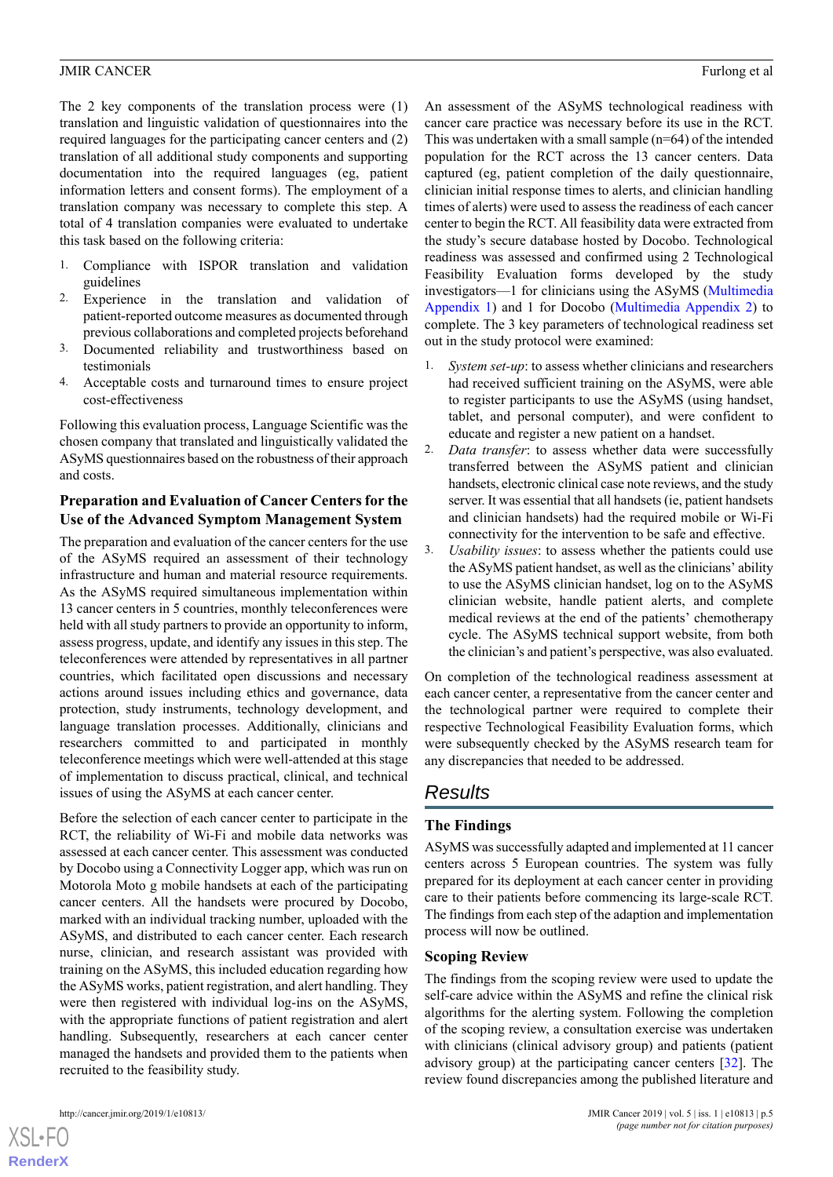The 2 key components of the translation process were (1) translation and linguistic validation of questionnaires into the required languages for the participating cancer centers and (2) translation of all additional study components and supporting documentation into the required languages (eg, patient information letters and consent forms). The employment of a translation company was necessary to complete this step. A total of 4 translation companies were evaluated to undertake this task based on the following criteria:

1. Compliance with ISPOR translation and validation guidelines
2. Experience in the translation and validation of patient-reported outcome measures as documented through previous collaborations and completed projects beforehand
3. Documented reliability and trustworthiness based on testimonials
4. Acceptable costs and turnaround times to ensure project cost-effectiveness

Following this evaluation process, Language Scientific was the chosen company that translated and linguistically validated the ASyMS questionnaires based on the robustness of their approach and costs.

### Preparation and Evaluation of Cancer Centers for the Use of the Advanced Symptom Management System

The preparation and evaluation of the cancer centers for the use of the ASyMS required an assessment of their technology infrastructure and human and material resource requirements. As the ASyMS required simultaneous implementation within 13 cancer centers in 5 countries, monthly teleconferences were held with all study partners to provide an opportunity to inform, assess progress, update, and identify any issues in this step. The teleconferences were attended by representatives in all partner countries, which facilitated open discussions and necessary actions around issues including ethics and governance, data protection, study instruments, technology development, and language translation processes. Additionally, clinicians and researchers committed to and participated in monthly teleconference meetings which were well-attended at this stage of implementation to discuss practical, clinical, and technical issues of using the ASyMS at each cancer center.

Before the selection of each cancer center to participate in the RCT, the reliability of Wi-Fi and mobile data networks was assessed at each cancer center. This assessment was conducted by Docobo using a Connectivity Logger app, which was run on Motorola Moto g mobile handsets at each of the participating cancer centers. All the handsets were procured by Docobo, marked with an individual tracking number, uploaded with the ASyMS, and distributed to each cancer center. Each research nurse, clinician, and research assistant was provided with training on the ASyMS, this included education regarding how the ASyMS works, patient registration, and alert handling. They were then registered with individual log-ins on the ASyMS, with the appropriate functions of patient registration and alert handling. Subsequently, researchers at each cancer center managed the handsets and provided them to the patients when recruited to the feasibility study.

An assessment of the ASyMS technological readiness with cancer care practice was necessary before its use in the RCT. This was undertaken with a small sample (n=64) of the intended population for the RCT across the 13 cancer centers. Data captured (eg, patient completion of the daily questionnaire, clinician initial response times to alerts, and clinician handling times of alerts) were used to assess the readiness of each cancer center to begin the RCT. All feasibility data were extracted from the study's secure database hosted by Docobo. Technological readiness was assessed and confirmed using 2 Technological Feasibility Evaluation forms developed by the study investigators—1 for clinicians using the ASyMS (Multimedia Appendix 1) and 1 for Docobo (Multimedia Appendix 2) to complete. The 3 key parameters of technological readiness set out in the study protocol were examined:

1. *System set-up*: to assess whether clinicians and researchers had received sufficient training on the ASyMS, were able to register participants to use the ASyMS (using handset, tablet, and personal computer), and were confident to educate and register a new patient on a handset.
2. *Data transfer*: to assess whether data were successfully transferred between the ASyMS patient and clinician handsets, electronic clinical case note reviews, and the study server. It was essential that all handsets (ie, patient handsets and clinician handsets) had the required mobile or Wi-Fi connectivity for the intervention to be safe and effective.
3. *Usability issues*: to assess whether the patients could use the ASyMS patient handset, as well as the clinicians' ability to use the ASyMS clinician handset, log on to the ASyMS clinician website, handle patient alerts, and complete medical reviews at the end of the patients' chemotherapy cycle. The ASyMS technical support website, from both the clinician's and patient's perspective, was also evaluated.

On completion of the technological readiness assessment at each cancer center, a representative from the cancer center and the technological partner were required to complete their respective Technological Feasibility Evaluation forms, which were subsequently checked by the ASyMS research team for any discrepancies that needed to be addressed.

## Results

### The Findings

ASyMS was successfully adapted and implemented at 11 cancer centers across 5 European countries. The system was fully prepared for its deployment at each cancer center in providing care to their patients before commencing its large-scale RCT. The findings from each step of the adaption and implementation process will now be outlined.

### Scoping Review

The findings from the scoping review were used to update the self-care advice within the ASyMS and refine the clinical risk algorithms for the alerting system. Following the completion of the scoping review, a consultation exercise was undertaken with clinicians (clinical advisory group) and patients (patient advisory group) at the participating cancer centers [32]. The review found discrepancies among the published literature and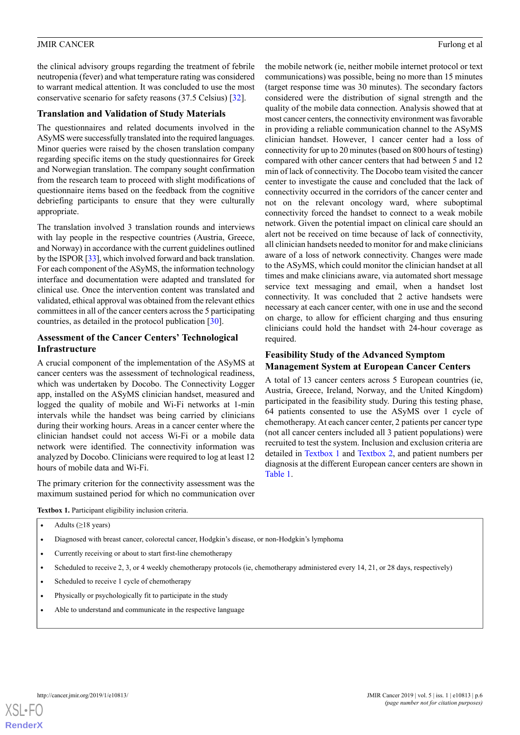the clinical advisory groups regarding the treatment of febrile neutropenia (fever) and what temperature rating was considered to warrant medical attention. It was concluded to use the most conservative scenario for safety reasons (37.5 Celsius) [32].

### Translation and Validation of Study Materials

The questionnaires and related documents involved in the ASyMS were successfully translated into the required languages. Minor queries were raised by the chosen translation company regarding specific items on the study questionnaires for Greek and Norwegian translation. The company sought confirmation from the research team to proceed with slight modifications of questionnaire items based on the feedback from the cognitive debriefing participants to ensure that they were culturally appropriate.

The translation involved 3 translation rounds and interviews with lay people in the respective countries (Austria, Greece, and Norway) in accordance with the current guidelines outlined by the ISPOR [33], which involved forward and back translation. For each component of the ASyMS, the information technology interface and documentation were adapted and translated for clinical use. Once the intervention content was translated and validated, ethical approval was obtained from the relevant ethics committees in all of the cancer centers across the 5 participating countries, as detailed in the protocol publication [30].

### Assessment of the Cancer Centers' Technological Infrastructure

A crucial component of the implementation of the ASyMS at cancer centers was the assessment of technological readiness, which was undertaken by Docobo. The Connectivity Logger app, installed on the ASyMS clinician handset, measured and logged the quality of mobile and Wi-Fi networks at 1-min intervals while the handset was being carried by clinicians during their working hours. Areas in a cancer center where the clinician handset could not access Wi-Fi or a mobile data network were identified. The connectivity information was analyzed by Docobo. Clinicians were required to log at least 12 hours of mobile data and Wi-Fi.

The primary criterion for the connectivity assessment was the maximum sustained period for which no communication over the mobile network (ie, neither mobile internet protocol or text communications) was possible, being no more than 15 minutes (target response time was 30 minutes). The secondary factors considered were the distribution of signal strength and the quality of the mobile data connection. Analysis showed that at most cancer centers, the connectivity environment was favorable in providing a reliable communication channel to the ASyMS clinician handset. However, 1 cancer center had a loss of connectivity for up to 20 minutes (based on 800 hours of testing) compared with other cancer centers that had between 5 and 12 min of lack of connectivity. The Docobo team visited the cancer center to investigate the cause and concluded that the lack of connectivity occurred in the corridors of the cancer center and not on the relevant oncology ward, where suboptimal connectivity forced the handset to connect to a weak mobile network. Given the potential impact on clinical care should an alert not be received on time because of lack of connectivity, all clinician handsets needed to monitor for and make clinicians aware of a loss of network connectivity. Changes were made to the ASyMS, which could monitor the clinician handset at all times and make clinicians aware, via automated short message service text messaging and email, when a handset lost connectivity. It was concluded that 2 active handsets were necessary at each cancer center, with one in use and the second on charge, to allow for efficient charging and thus ensuring clinicians could hold the handset with 24-hour coverage as required.

### Feasibility Study of the Advanced Symptom Management System at European Cancer Centers

A total of 13 cancer centers across 5 European countries (ie, Austria, Greece, Ireland, Norway, and the United Kingdom) participated in the feasibility study. During this testing phase, 64 patients consented to use the ASyMS over 1 cycle of chemotherapy. At each cancer center, 2 patients per cancer type (not all cancer centers included all 3 patient populations) were recruited to test the system. Inclusion and exclusion criteria are detailed in Textbox 1 and Textbox 2, and patient numbers per diagnosis at the different European cancer centers are shown in Table 1.

**Textbox 1.** Participant eligibility inclusion criteria.

- Adults (≥18 years)
- Diagnosed with breast cancer, colorectal cancer, Hodgkin's disease, or non-Hodgkin's lymphoma
- Currently receiving or about to start first-line chemotherapy
- Scheduled to receive 2, 3, or 4 weekly chemotherapy protocols (ie, chemotherapy administered every 14, 21, or 28 days, respectively)
- Scheduled to receive 1 cycle of chemotherapy
- Physically or psychologically fit to participate in the study
- Able to understand and communicate in the respective language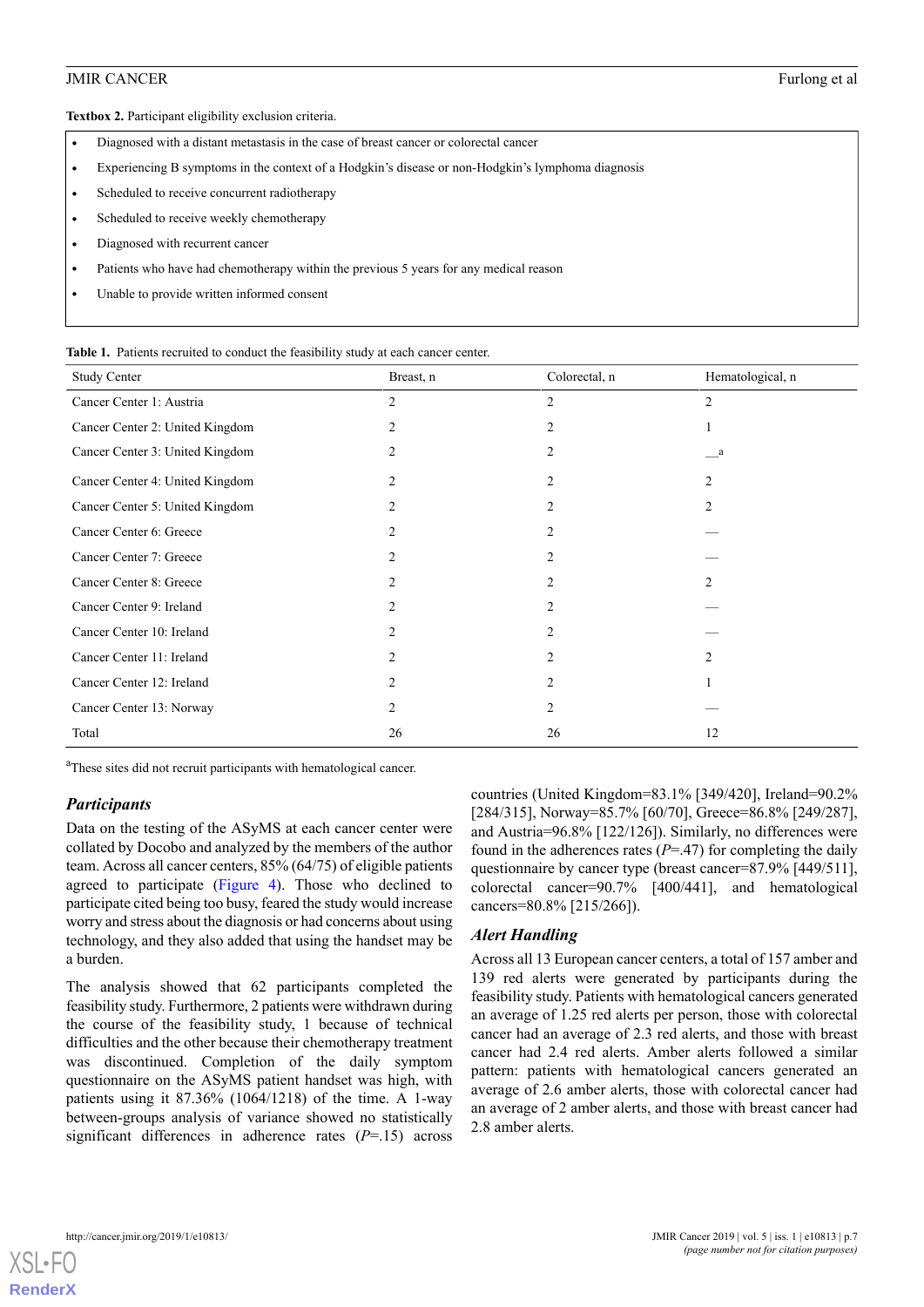**Textbox 2.** Participant eligibility exclusion criteria.

- Diagnosed with a distant metastasis in the case of breast cancer or colorectal cancer
- Experiencing B symptoms in the context of a Hodgkin's disease or non-Hodgkin's lymphoma diagnosis
- Scheduled to receive concurrent radiotherapy
- Scheduled to receive weekly chemotherapy
- Diagnosed with recurrent cancer
- Patients who have had chemotherapy within the previous 5 years for any medical reason
- Unable to provide written informed consent

**Table 1.** Patients recruited to conduct the feasibility study at each cancer center.

| Study Center | Breast, n | Colorectal, n | Hematological, n |
|---|---|---|---|
| Cancer Center 1: Austria | 2 | 2 | 2 |
| Cancer Center 2: United Kingdom | 2 | 2 | 1 |
| Cancer Center 3: United Kingdom | 2 | 2 | —[a] |
| Cancer Center 4: United Kingdom | 2 | 2 | 2 |
| Cancer Center 5: United Kingdom | 2 | 2 | 2 |
| Cancer Center 6: Greece | 2 | 2 | — |
| Cancer Center 7: Greece | 2 | 2 | — |
| Cancer Center 8: Greece | 2 | 2 | 2 |
| Cancer Center 9: Ireland | 2 | 2 | — |
| Cancer Center 10: Ireland | 2 | 2 | — |
| Cancer Center 11: Ireland | 2 | 2 | 2 |
| Cancer Center 12: Ireland | 2 | 2 | 1 |
| Cancer Center 13: Norway | 2 | 2 | — |
| Total | 26 | 26 | 12 |

[a]These sites did not recruit participants with hematological cancer.

### Participants

Data on the testing of the ASyMS at each cancer center were collated by Docobo and analyzed by the members of the author team. Across all cancer centers, 85% (64/75) of eligible patients agreed to participate (Figure 4). Those who declined to participate cited being too busy, feared the study would increase worry and stress about the diagnosis or had concerns about using technology, and they also added that using the handset may be a burden.

The analysis showed that 62 participants completed the feasibility study. Furthermore, 2 patients were withdrawn during the course of the feasibility study, 1 because of technical difficulties and the other because their chemotherapy treatment was discontinued. Completion of the daily symptom questionnaire on the ASyMS patient handset was high, with patients using it 87.36% (1064/1218) of the time. A 1-way between-groups analysis of variance showed no statistically significant differences in adherence rates ($P$=.15) across countries (United Kingdom=83.1% [349/420], Ireland=90.2% [284/315], Norway=85.7% [60/70], Greece=86.8% [249/287], and Austria=96.8% [122/126]). Similarly, no differences were found in the adherences rates ($P$=.47) for completing the daily questionnaire by cancer type (breast cancer=87.9% [449/511], colorectal cancer=90.7% [400/441], and hematological cancers=80.8% [215/266]).

### Alert Handling

Across all 13 European cancer centers, a total of 157 amber and 139 red alerts were generated by participants during the feasibility study. Patients with hematological cancers generated an average of 1.25 red alerts per person, those with colorectal cancer had an average of 2.3 red alerts, and those with breast cancer had 2.4 red alerts. Amber alerts followed a similar pattern: patients with hematological cancers generated an average of 2.6 amber alerts, those with colorectal cancer had an average of 2 amber alerts, and those with breast cancer had 2.8 amber alerts.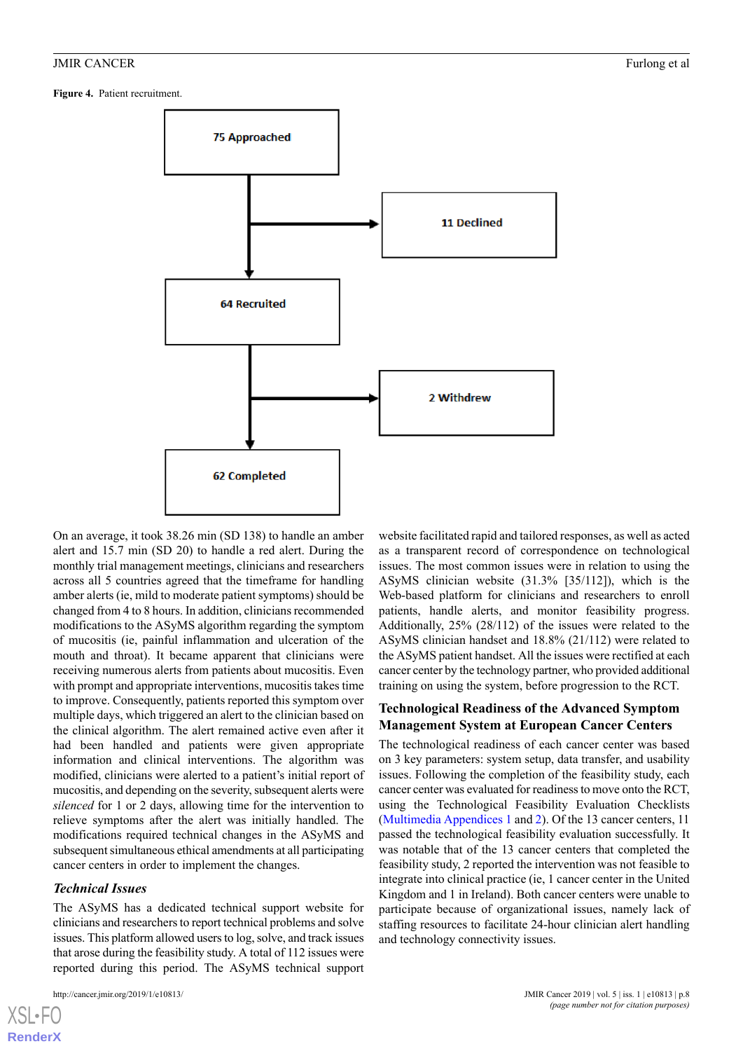**Figure 4.** Patient recruitment.

75 Approached

11 Declined

64 Recruited

2 Withdrew

62 Completed

On an average, it took 38.26 min (SD 138) to handle an amber alert and 15.7 min (SD 20) to handle a red alert. During the monthly trial management meetings, clinicians and researchers across all 5 countries agreed that the timeframe for handling amber alerts (ie, mild to moderate patient symptoms) should be changed from 4 to 8 hours. In addition, clinicians recommended modifications to the ASyMS algorithm regarding the symptom of mucositis (ie, painful inflammation and ulceration of the mouth and throat). It became apparent that clinicians were receiving numerous alerts from patients about mucositis. Even with prompt and appropriate interventions, mucositis takes time to improve. Consequently, patients reported this symptom over multiple days, which triggered an alert to the clinician based on the clinical algorithm. The alert remained active even after it had been handled and patients were given appropriate information and clinical interventions. The algorithm was modified, clinicians were alerted to a patient's initial report of mucositis, and depending on the severity, subsequent alerts were *silenced* for 1 or 2 days, allowing time for the intervention to relieve symptoms after the alert was initially handled. The modifications required technical changes in the ASyMS and subsequent simultaneous ethical amendments at all participating cancer centers in order to implement the changes.

### *Technical Issues*

The ASyMS has a dedicated technical support website for clinicians and researchers to report technical problems and solve issues. This platform allowed users to log, solve, and track issues that arose during the feasibility study. A total of 112 issues were reported during this period. The ASyMS technical support website facilitated rapid and tailored responses, as well as acted as a transparent record of correspondence on technological issues. The most common issues were in relation to using the ASyMS clinician website (31.3% [35/112]), which is the Web-based platform for clinicians and researchers to enroll patients, handle alerts, and monitor feasibility progress. Additionally, 25% (28/112) of the issues were related to the ASyMS clinician handset and 18.8% (21/112) were related to the ASyMS patient handset. All the issues were rectified at each cancer center by the technology partner, who provided additional training on using the system, before progression to the RCT.

## Technological Readiness of the Advanced Symptom Management System at European Cancer Centers

The technological readiness of each cancer center was based on 3 key parameters: system setup, data transfer, and usability issues. Following the completion of the feasibility study, each cancer center was evaluated for readiness to move onto the RCT, using the Technological Feasibility Evaluation Checklists (Multimedia Appendices 1 and 2). Of the 13 cancer centers, 11 passed the technological feasibility evaluation successfully. It was notable that of the 13 cancer centers that completed the feasibility study, 2 reported the intervention was not feasible to integrate into clinical practice (ie, 1 cancer center in the United Kingdom and 1 in Ireland). Both cancer centers were unable to participate because of organizational issues, namely lack of staffing resources to facilitate 24-hour clinician alert handling and technology connectivity issues.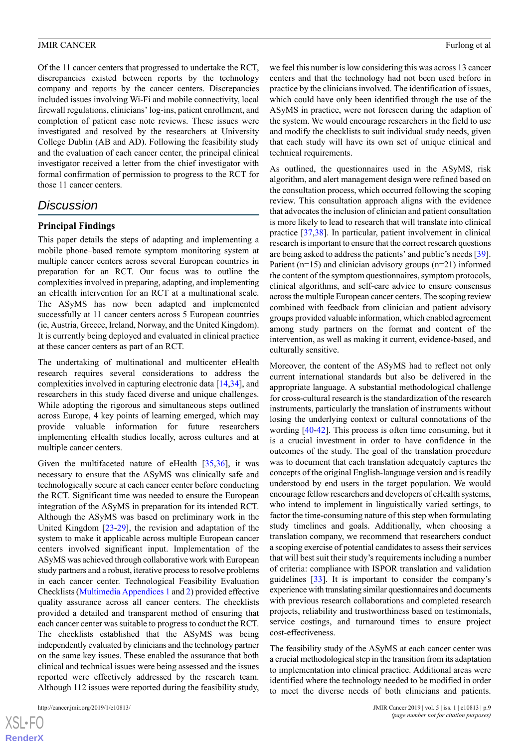Of the 11 cancer centers that progressed to undertake the RCT, discrepancies existed between reports by the technology company and reports by the cancer centers. Discrepancies included issues involving Wi-Fi and mobile connectivity, local firewall regulations, clinicians' log-ins, patient enrollment, and completion of patient case note reviews. These issues were investigated and resolved by the researchers at University College Dublin (AB and AD). Following the feasibility study and the evaluation of each cancer center, the principal clinical investigator received a letter from the chief investigator with formal confirmation of permission to progress to the RCT for those 11 cancer centers.

## Discussion

### Principal Findings

This paper details the steps of adapting and implementing a mobile phone–based remote symptom monitoring system at multiple cancer centers across several European countries in preparation for an RCT. Our focus was to outline the complexities involved in preparing, adapting, and implementing an eHealth intervention for an RCT at a multinational scale. The ASyMS has now been adapted and implemented successfully at 11 cancer centers across 5 European countries (ie, Austria, Greece, Ireland, Norway, and the United Kingdom). It is currently being deployed and evaluated in clinical practice at these cancer centers as part of an RCT.

The undertaking of multinational and multicenter eHealth research requires several considerations to address the complexities involved in capturing electronic data [14,34], and researchers in this study faced diverse and unique challenges. While adopting the rigorous and simultaneous steps outlined across Europe, 4 key points of learning emerged, which may provide valuable information for future researchers implementing eHealth studies locally, across cultures and at multiple cancer centers.

Given the multifaceted nature of eHealth [35,36], it was necessary to ensure that the ASyMS was clinically safe and technologically secure at each cancer center before conducting the RCT. Significant time was needed to ensure the European integration of the ASyMS in preparation for its intended RCT. Although the ASyMS was based on preliminary work in the United Kingdom [23-29], the revision and adaptation of the system to make it applicable across multiple European cancer centers involved significant input. Implementation of the ASyMS was achieved through collaborative work with European study partners and a robust, iterative process to resolve problems in each cancer center. Technological Feasibility Evaluation Checklists (Multimedia Appendices 1 and 2) provided effective quality assurance across all cancer centers. The checklists provided a detailed and transparent method of ensuring that each cancer center was suitable to progress to conduct the RCT. The checklists established that the ASyMS was being independently evaluated by clinicians and the technology partner on the same key issues. These enabled the assurance that both clinical and technical issues were being assessed and the issues reported were effectively addressed by the research team. Although 112 issues were reported during the feasibility study, we feel this number is low considering this was across 13 cancer centers and that the technology had not been used before in practice by the clinicians involved. The identification of issues, which could have only been identified through the use of the ASyMS in practice, were not foreseen during the adaption of the system. We would encourage researchers in the field to use and modify the checklists to suit individual study needs, given that each study will have its own set of unique clinical and technical requirements.

As outlined, the questionnaires used in the ASyMS, risk algorithm, and alert management design were refined based on the consultation process, which occurred following the scoping review. This consultation approach aligns with the evidence that advocates the inclusion of clinician and patient consultation is more likely to lead to research that will translate into clinical practice [37,38]. In particular, patient involvement in clinical research is important to ensure that the correct research questions are being asked to address the patients' and public's needs [39]. Patient (n=15) and clinician advisory groups (n=21) informed the content of the symptom questionnaires, symptom protocols, clinical algorithms, and self-care advice to ensure consensus across the multiple European cancer centers. The scoping review combined with feedback from clinician and patient advisory groups provided valuable information, which enabled agreement among study partners on the format and content of the intervention, as well as making it current, evidence-based, and culturally sensitive.

Moreover, the content of the ASyMS had to reflect not only current international standards but also be delivered in the appropriate language. A substantial methodological challenge for cross-cultural research is the standardization of the research instruments, particularly the translation of instruments without losing the underlying context or cultural connotations of the wording [40-42]. This process is often time consuming, but it is a crucial investment in order to have confidence in the outcomes of the study. The goal of the translation procedure was to document that each translation adequately captures the concepts of the original English-language version and is readily understood by end users in the target population. We would encourage fellow researchers and developers of eHealth systems, who intend to implement in linguistically varied settings, to factor the time-consuming nature of this step when formulating study timelines and goals. Additionally, when choosing a translation company, we recommend that researchers conduct a scoping exercise of potential candidates to assess their services that will best suit their study's requirements including a number of criteria: compliance with ISPOR translation and validation guidelines [33]. It is important to consider the company's experience with translating similar questionnaires and documents with previous research collaborations and completed research projects, reliability and trustworthiness based on testimonials, service costings, and turnaround times to ensure project cost-effectiveness.

The feasibility study of the ASyMS at each cancer center was a crucial methodological step in the transition from its adaptation to implementation into clinical practice. Additional areas were identified where the technology needed to be modified in order to meet the diverse needs of both clinicians and patients.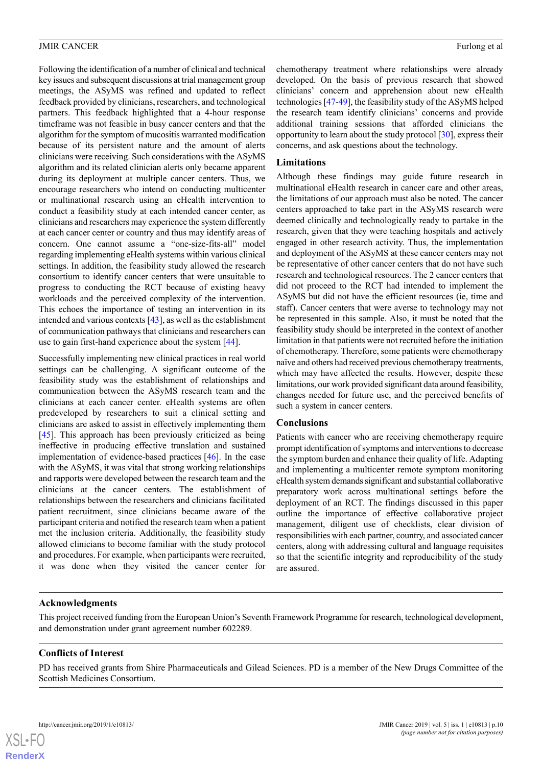Following the identification of a number of clinical and technical key issues and subsequent discussions at trial management group meetings, the ASyMS was refined and updated to reflect feedback provided by clinicians, researchers, and technological partners. This feedback highlighted that a 4-hour response timeframe was not feasible in busy cancer centers and that the algorithm for the symptom of mucositis warranted modification because of its persistent nature and the amount of alerts clinicians were receiving. Such considerations with the ASyMS algorithm and its related clinician alerts only became apparent during its deployment at multiple cancer centers. Thus, we encourage researchers who intend on conducting multicenter or multinational research using an eHealth intervention to conduct a feasibility study at each intended cancer center, as clinicians and researchers may experience the system differently at each cancer center or country and thus may identify areas of concern. One cannot assume a "one-size-fits-all" model regarding implementing eHealth systems within various clinical settings. In addition, the feasibility study allowed the research consortium to identify cancer centers that were unsuitable to progress to conducting the RCT because of existing heavy workloads and the perceived complexity of the intervention. This echoes the importance of testing an intervention in its intended and various contexts [43], as well as the establishment of communication pathways that clinicians and researchers can use to gain first-hand experience about the system [44].

Successfully implementing new clinical practices in real world settings can be challenging. A significant outcome of the feasibility study was the establishment of relationships and communication between the ASyMS research team and the clinicians at each cancer center. eHealth systems are often predeveloped by researchers to suit a clinical setting and clinicians are asked to assist in effectively implementing them [45]. This approach has been previously criticized as being ineffective in producing effective translation and sustained implementation of evidence-based practices [46]. In the case with the ASyMS, it was vital that strong working relationships and rapports were developed between the research team and the clinicians at the cancer centers. The establishment of relationships between the researchers and clinicians facilitated patient recruitment, since clinicians became aware of the participant criteria and notified the research team when a patient met the inclusion criteria. Additionally, the feasibility study allowed clinicians to become familiar with the study protocol and procedures. For example, when participants were recruited, it was done when they visited the cancer center for chemotherapy treatment where relationships were already developed. On the basis of previous research that showed clinicians' concern and apprehension about new eHealth technologies [47-49], the feasibility study of the ASyMS helped the research team identify clinicians' concerns and provide additional training sessions that afforded clinicians the opportunity to learn about the study protocol [30], express their concerns, and ask questions about the technology.

## Limitations

Although these findings may guide future research in multinational eHealth research in cancer care and other areas, the limitations of our approach must also be noted. The cancer centers approached to take part in the ASyMS research were deemed clinically and technologically ready to partake in the research, given that they were teaching hospitals and actively engaged in other research activity. Thus, the implementation and deployment of the ASyMS at these cancer centers may not be representative of other cancer centers that do not have such research and technological resources. The 2 cancer centers that did not proceed to the RCT had intended to implement the ASyMS but did not have the efficient resources (ie, time and staff). Cancer centers that were averse to technology may not be represented in this sample. Also, it must be noted that the feasibility study should be interpreted in the context of another limitation in that patients were not recruited before the initiation of chemotherapy. Therefore, some patients were chemotherapy naïve and others had received previous chemotherapy treatments, which may have affected the results. However, despite these limitations, our work provided significant data around feasibility, changes needed for future use, and the perceived benefits of such a system in cancer centers.

## Conclusions

Patients with cancer who are receiving chemotherapy require prompt identification of symptoms and interventions to decrease the symptom burden and enhance their quality of life. Adapting and implementing a multicenter remote symptom monitoring eHealth system demands significant and substantial collaborative preparatory work across multinational settings before the deployment of an RCT. The findings discussed in this paper outline the importance of effective collaborative project management, diligent use of checklists, clear division of responsibilities with each partner, country, and associated cancer centers, along with addressing cultural and language requisites so that the scientific integrity and reproducibility of the study are assured.

## Acknowledgments

This project received funding from the European Union's Seventh Framework Programme for research, technological development, and demonstration under grant agreement number 602289.

## Conflicts of Interest

PD has received grants from Shire Pharmaceuticals and Gilead Sciences. PD is a member of the New Drugs Committee of the Scottish Medicines Consortium.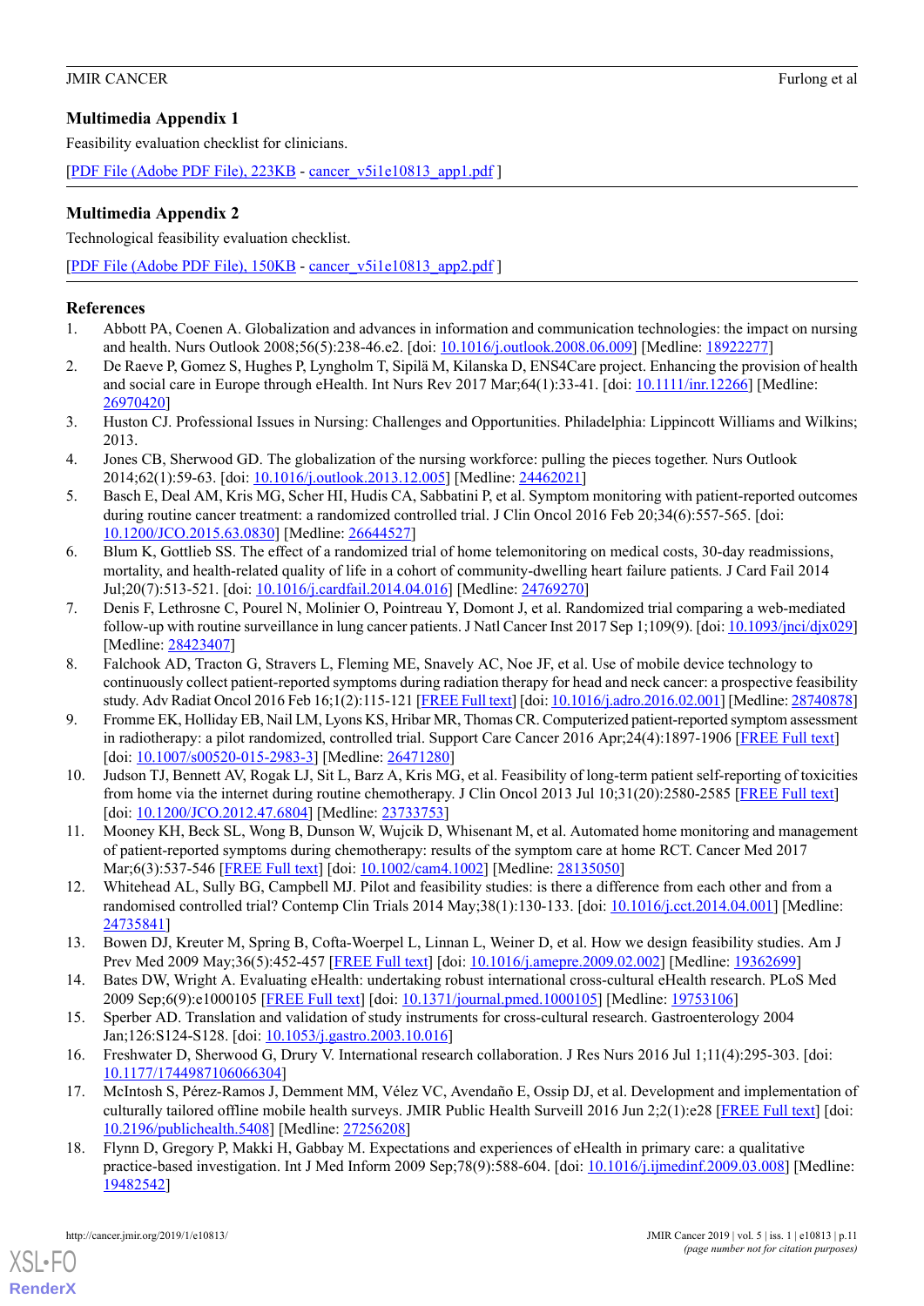### Multimedia Appendix 1

Feasibility evaluation checklist for clinicians.

[PDF File (Adobe PDF File), 223KB - cancer_v5i1e10813_app1.pdf ]

### Multimedia Appendix 2

Technological feasibility evaluation checklist.

[PDF File (Adobe PDF File), 150KB - cancer_v5i1e10813_app2.pdf ]

### References

1. Abbott PA, Coenen A. Globalization and advances in information and communication technologies: the impact on nursing and health. Nurs Outlook 2008;56(5):238-46.e2. [doi: 10.1016/j.outlook.2008.06.009] [Medline: 18922277]
2. De Raeve P, Gomez S, Hughes P, Lyngholm T, Sipilä M, Kilanska D, ENS4Care project. Enhancing the provision of health and social care in Europe through eHealth. Int Nurs Rev 2017 Mar;64(1):33-41. [doi: 10.1111/inr.12266] [Medline: 26970420]
3. Huston CJ. Professional Issues in Nursing: Challenges and Opportunities. Philadelphia: Lippincott Williams and Wilkins; 2013.
4. Jones CB, Sherwood GD. The globalization of the nursing workforce: pulling the pieces together. Nurs Outlook 2014;62(1):59-63. [doi: 10.1016/j.outlook.2013.12.005] [Medline: 24462021]
5. Basch E, Deal AM, Kris MG, Scher HI, Hudis CA, Sabbatini P, et al. Symptom monitoring with patient-reported outcomes during routine cancer treatment: a randomized controlled trial. J Clin Oncol 2016 Feb 20;34(6):557-565. [doi: 10.1200/JCO.2015.63.0830] [Medline: 26644527]
6. Blum K, Gottlieb SS. The effect of a randomized trial of home telemonitoring on medical costs, 30-day readmissions, mortality, and health-related quality of life in a cohort of community-dwelling heart failure patients. J Card Fail 2014 Jul;20(7):513-521. [doi: 10.1016/j.cardfail.2014.04.016] [Medline: 24769270]
7. Denis F, Lethrosne C, Pourel N, Molinier O, Pointreau Y, Domont J, et al. Randomized trial comparing a web-mediated follow-up with routine surveillance in lung cancer patients. J Natl Cancer Inst 2017 Sep 1;109(9). [doi: 10.1093/jnci/djx029] [Medline: 28423407]
8. Falchook AD, Tracton G, Stravers L, Fleming ME, Snavely AC, Noe JF, et al. Use of mobile device technology to continuously collect patient-reported symptoms during radiation therapy for head and neck cancer: a prospective feasibility study. Adv Radiat Oncol 2016 Feb 16;1(2):115-121 [FREE Full text] [doi: 10.1016/j.adro.2016.02.001] [Medline: 28740878]
9. Fromme EK, Holliday EB, Nail LM, Lyons KS, Hribar MR, Thomas CR. Computerized patient-reported symptom assessment in radiotherapy: a pilot randomized, controlled trial. Support Care Cancer 2016 Apr;24(4):1897-1906 [FREE Full text] [doi: 10.1007/s00520-015-2983-3] [Medline: 26471280]
10. Judson TJ, Bennett AV, Rogak LJ, Sit L, Barz A, Kris MG, et al. Feasibility of long-term patient self-reporting of toxicities from home via the internet during routine chemotherapy. J Clin Oncol 2013 Jul 10;31(20):2580-2585 [FREE Full text] [doi: 10.1200/JCO.2012.47.6804] [Medline: 23733753]
11. Mooney KH, Beck SL, Wong B, Dunson W, Wujcik D, Whisenant M, et al. Automated home monitoring and management of patient-reported symptoms during chemotherapy: results of the symptom care at home RCT. Cancer Med 2017 Mar;6(3):537-546 [FREE Full text] [doi: 10.1002/cam4.1002] [Medline: 28135050]
12. Whitehead AL, Sully BG, Campbell MJ. Pilot and feasibility studies: is there a difference from each other and from a randomised controlled trial? Contemp Clin Trials 2014 May;38(1):130-133. [doi: 10.1016/j.cct.2014.04.001] [Medline: 24735841]
13. Bowen DJ, Kreuter M, Spring B, Cofta-Woerpel L, Linnan L, Weiner D, et al. How we design feasibility studies. Am J Prev Med 2009 May;36(5):452-457 [FREE Full text] [doi: 10.1016/j.amepre.2009.02.002] [Medline: 19362699]
14. Bates DW, Wright A. Evaluating eHealth: undertaking robust international cross-cultural eHealth research. PLoS Med 2009 Sep;6(9):e1000105 [FREE Full text] [doi: 10.1371/journal.pmed.1000105] [Medline: 19753106]
15. Sperber AD. Translation and validation of study instruments for cross-cultural research. Gastroenterology 2004 Jan;126:S124-S128. [doi: 10.1053/j.gastro.2003.10.016]
16. Freshwater D, Sherwood G, Drury V. International research collaboration. J Res Nurs 2016 Jul 1;11(4):295-303. [doi: 10.1177/1744987106066304]
17. McIntosh S, Pérez-Ramos J, Demment MM, Vélez VC, Avendaño E, Ossip DJ, et al. Development and implementation of culturally tailored offline mobile health surveys. JMIR Public Health Surveill 2016 Jun 2;2(1):e28 [FREE Full text] [doi: 10.2196/publichealth.5408] [Medline: 27256208]
18. Flynn D, Gregory P, Makki H, Gabbay M. Expectations and experiences of eHealth in primary care: a qualitative practice-based investigation. Int J Med Inform 2009 Sep;78(9):588-604. [doi: 10.1016/j.ijmedinf.2009.03.008] [Medline: 19482542]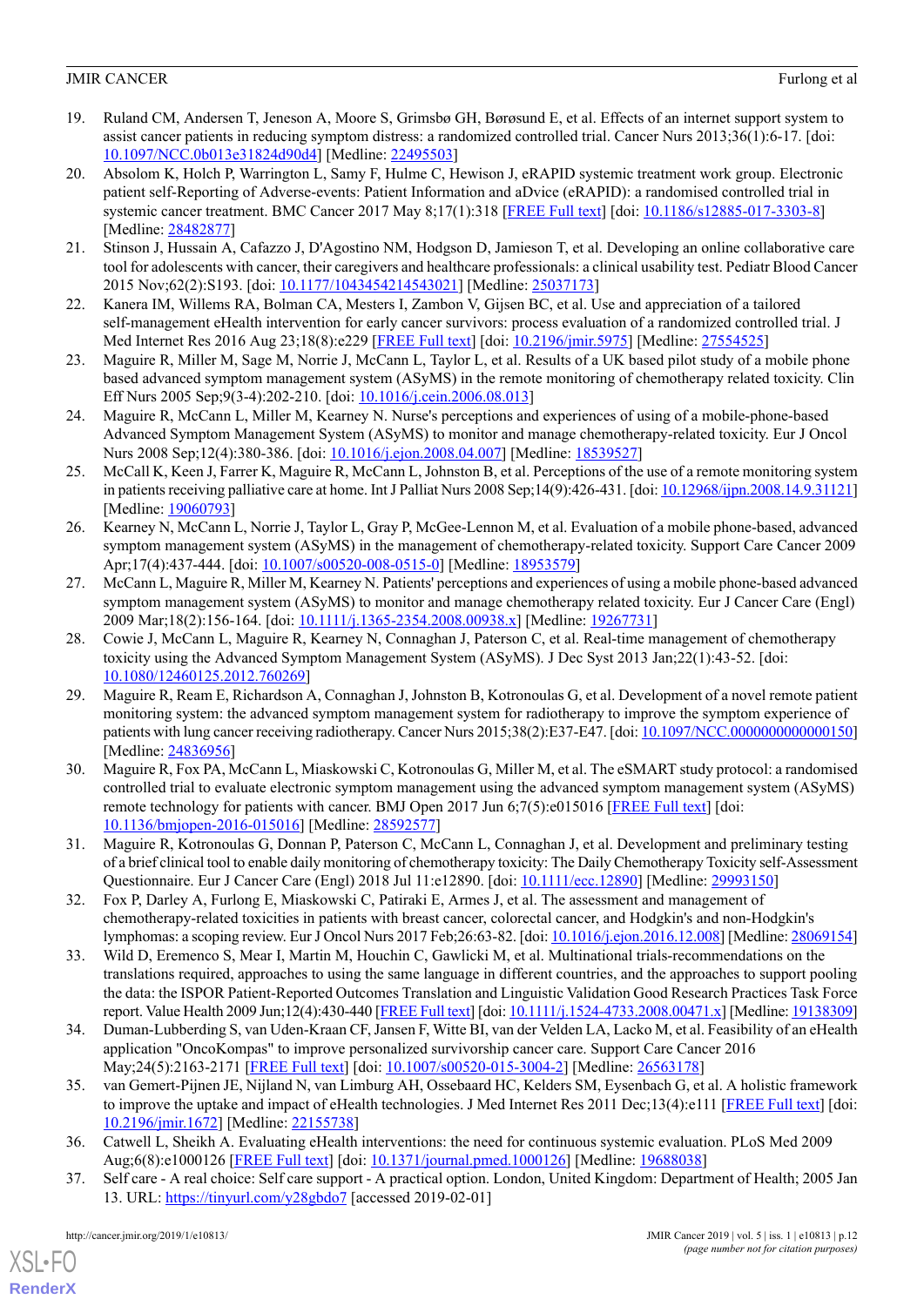19. Ruland CM, Andersen T, Jeneson A, Moore S, Grimsbø GH, Børøsund E, et al. Effects of an internet support system to assist cancer patients in reducing symptom distress: a randomized controlled trial. Cancer Nurs 2013;36(1):6-17. [doi: 10.1097/NCC.0b013e31824d90d4] [Medline: 22495503]
20. Absolom K, Holch P, Warrington L, Samy F, Hulme C, Hewison J, eRAPID systemic treatment work group. Electronic patient self-Reporting of Adverse-events: Patient Information and aDvice (eRAPID): a randomised controlled trial in systemic cancer treatment. BMC Cancer 2017 May 8;17(1):318 [FREE Full text] [doi: 10.1186/s12885-017-3303-8] [Medline: 28482877]
21. Stinson J, Hussain A, Cafazzo J, D'Agostino NM, Hodgson D, Jamieson T, et al. Developing an online collaborative care tool for adolescents with cancer, their caregivers and healthcare professionals: a clinical usability test. Pediatr Blood Cancer 2015 Nov;62(2):S193. [doi: 10.1177/1043454214543021] [Medline: 25037173]
22. Kanera IM, Willems RA, Bolman CA, Mesters I, Zambon V, Gijsen BC, et al. Use and appreciation of a tailored self-management eHealth intervention for early cancer survivors: process evaluation of a randomized controlled trial. J Med Internet Res 2016 Aug 23;18(8):e229 [FREE Full text] [doi: 10.2196/jmir.5975] [Medline: 27554525]
23. Maguire R, Miller M, Sage M, Norrie J, McCann L, Taylor L, et al. Results of a UK based pilot study of a mobile phone based advanced symptom management system (ASyMS) in the remote monitoring of chemotherapy related toxicity. Clin Eff Nurs 2005 Sep;9(3-4):202-210. [doi: 10.1016/j.cein.2006.08.013]
24. Maguire R, McCann L, Miller M, Kearney N. Nurse's perceptions and experiences of using of a mobile-phone-based Advanced Symptom Management System (ASyMS) to monitor and manage chemotherapy-related toxicity. Eur J Oncol Nurs 2008 Sep;12(4):380-386. [doi: 10.1016/j.ejon.2008.04.007] [Medline: 18539527]
25. McCall K, Keen J, Farrer K, Maguire R, McCann L, Johnston B, et al. Perceptions of the use of a remote monitoring system in patients receiving palliative care at home. Int J Palliat Nurs 2008 Sep;14(9):426-431. [doi: 10.12968/ijpn.2008.14.9.31121] [Medline: 19060793]
26. Kearney N, McCann L, Norrie J, Taylor L, Gray P, McGee-Lennon M, et al. Evaluation of a mobile phone-based, advanced symptom management system (ASyMS) in the management of chemotherapy-related toxicity. Support Care Cancer 2009 Apr;17(4):437-444. [doi: 10.1007/s00520-008-0515-0] [Medline: 18953579]
27. McCann L, Maguire R, Miller M, Kearney N. Patients' perceptions and experiences of using a mobile phone-based advanced symptom management system (ASyMS) to monitor and manage chemotherapy related toxicity. Eur J Cancer Care (Engl) 2009 Mar;18(2):156-164. [doi: 10.1111/j.1365-2354.2008.00938.x] [Medline: 19267731]
28. Cowie J, McCann L, Maguire R, Kearney N, Connaghan J, Paterson C, et al. Real-time management of chemotherapy toxicity using the Advanced Symptom Management System (ASyMS). J Dec Syst 2013 Jan;22(1):43-52. [doi: 10.1080/12460125.2012.760269]
29. Maguire R, Ream E, Richardson A, Connaghan J, Johnston B, Kotronoulas G, et al. Development of a novel remote patient monitoring system: the advanced symptom management system for radiotherapy to improve the symptom experience of patients with lung cancer receiving radiotherapy. Cancer Nurs 2015;38(2):E37-E47. [doi: 10.1097/NCC.0000000000000150] [Medline: 24836956]
30. Maguire R, Fox PA, McCann L, Miaskowski C, Kotronoulas G, Miller M, et al. The eSMART study protocol: a randomised controlled trial to evaluate electronic symptom management using the advanced symptom management system (ASyMS) remote technology for patients with cancer. BMJ Open 2017 Jun 6;7(5):e015016 [FREE Full text] [doi: 10.1136/bmjopen-2016-015016] [Medline: 28592577]
31. Maguire R, Kotronoulas G, Donnan P, Paterson C, McCann L, Connaghan J, et al. Development and preliminary testing of a brief clinical tool to enable daily monitoring of chemotherapy toxicity: The Daily Chemotherapy Toxicity self-Assessment Questionnaire. Eur J Cancer Care (Engl) 2018 Jul 11:e12890. [doi: 10.1111/ecc.12890] [Medline: 29993150]
32. Fox P, Darley A, Furlong E, Miaskowski C, Patiraki E, Armes J, et al. The assessment and management of chemotherapy-related toxicities in patients with breast cancer, colorectal cancer, and Hodgkin's and non-Hodgkin's lymphomas: a scoping review. Eur J Oncol Nurs 2017 Feb;26:63-82. [doi: 10.1016/j.ejon.2016.12.008] [Medline: 28069154]
33. Wild D, Eremenco S, Mear I, Martin M, Houchin C, Gawlicki M, et al. Multinational trials-recommendations on the translations required, approaches to using the same language in different countries, and the approaches to support pooling the data: the ISPOR Patient-Reported Outcomes Translation and Linguistic Validation Good Research Practices Task Force report. Value Health 2009 Jun;12(4):430-440 [FREE Full text] [doi: 10.1111/j.1524-4733.2008.00471.x] [Medline: 19138309]
34. Duman-Lubberding S, van Uden-Kraan CF, Jansen F, Witte BI, van der Velden LA, Lacko M, et al. Feasibility of an eHealth application "OncoKompas" to improve personalized survivorship cancer care. Support Care Cancer 2016 May;24(5):2163-2171 [FREE Full text] [doi: 10.1007/s00520-015-3004-2] [Medline: 26563178]
35. van Gemert-Pijnen JE, Nijland N, van Limburg AH, Ossebaard HC, Kelders SM, Eysenbach G, et al. A holistic framework to improve the uptake and impact of eHealth technologies. J Med Internet Res 2011 Dec;13(4):e111 [FREE Full text] [doi: 10.2196/jmir.1672] [Medline: 22155738]
36. Catwell L, Sheikh A. Evaluating eHealth interventions: the need for continuous systemic evaluation. PLoS Med 2009 Aug;6(8):e1000126 [FREE Full text] [doi: 10.1371/journal.pmed.1000126] [Medline: 19688038]
37. Self care - A real choice: Self care support - A practical option. London, United Kingdom: Department of Health; 2005 Jan 13. URL: https://tinyurl.com/y28gbdo7 [accessed 2019-02-01]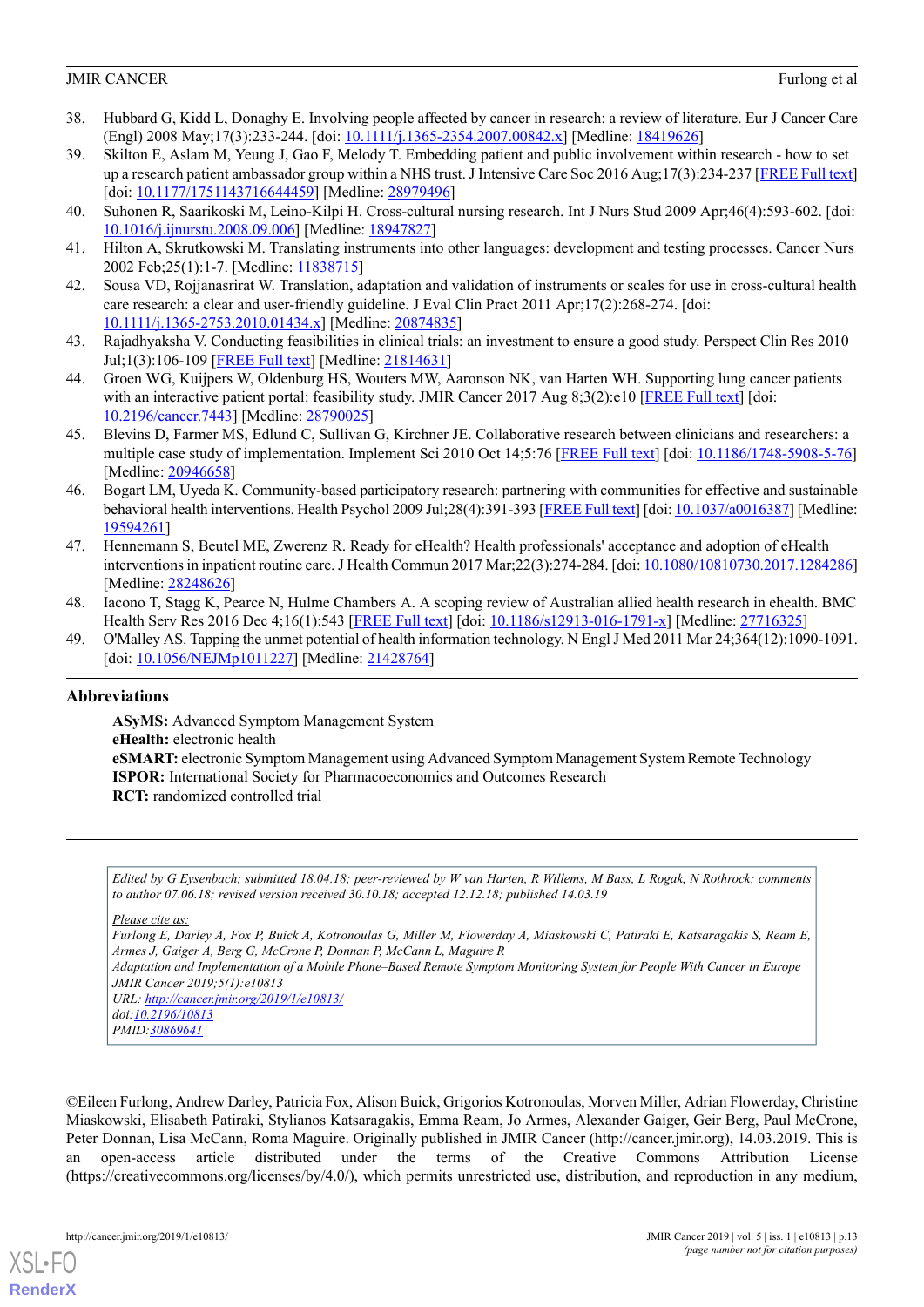38. Hubbard G, Kidd L, Donaghy E. Involving people affected by cancer in research: a review of literature. Eur J Cancer Care (Engl) 2008 May;17(3):233-244. [doi: 10.1111/j.1365-2354.2007.00842.x] [Medline: 18419626]
39. Skilton E, Aslam M, Yeung J, Gao F, Melody T. Embedding patient and public involvement within research - how to set up a research patient ambassador group within a NHS trust. J Intensive Care Soc 2016 Aug;17(3):234-237 [FREE Full text] [doi: 10.1177/1751143716644459] [Medline: 28979496]
40. Suhonen R, Saarikoski M, Leino-Kilpi H. Cross-cultural nursing research. Int J Nurs Stud 2009 Apr;46(4):593-602. [doi: 10.1016/j.ijnurstu.2008.09.006] [Medline: 18947827]
41. Hilton A, Skrutkowski M. Translating instruments into other languages: development and testing processes. Cancer Nurs 2002 Feb;25(1):1-7. [Medline: 11838715]
42. Sousa VD, Rojjanasrirat W. Translation, adaptation and validation of instruments or scales for use in cross-cultural health care research: a clear and user-friendly guideline. J Eval Clin Pract 2011 Apr;17(2):268-274. [doi: 10.1111/j.1365-2753.2010.01434.x] [Medline: 20874835]
43. Rajadhyaksha V. Conducting feasibilities in clinical trials: an investment to ensure a good study. Perspect Clin Res 2010 Jul;1(3):106-109 [FREE Full text] [Medline: 21814631]
44. Groen WG, Kuijpers W, Oldenburg HS, Wouters MW, Aaronson NK, van Harten WH. Supporting lung cancer patients with an interactive patient portal: feasibility study. JMIR Cancer 2017 Aug 8;3(2):e10 [FREE Full text] [doi: 10.2196/cancer.7443] [Medline: 28790025]
45. Blevins D, Farmer MS, Edlund C, Sullivan G, Kirchner JE. Collaborative research between clinicians and researchers: a multiple case study of implementation. Implement Sci 2010 Oct 14;5:76 [FREE Full text] [doi: 10.1186/1748-5908-5-76] [Medline: 20946658]
46. Bogart LM, Uyeda K. Community-based participatory research: partnering with communities for effective and sustainable behavioral health interventions. Health Psychol 2009 Jul;28(4):391-393 [FREE Full text] [doi: 10.1037/a0016387] [Medline: 19594261]
47. Hennemann S, Beutel ME, Zwerenz R. Ready for eHealth? Health professionals' acceptance and adoption of eHealth interventions in inpatient routine care. J Health Commun 2017 Mar;22(3):274-284. [doi: 10.1080/10810730.2017.1284286] [Medline: 28248626]
48. Iacono T, Stagg K, Pearce N, Hulme Chambers A. A scoping review of Australian allied health research in ehealth. BMC Health Serv Res 2016 Dec 4;16(1):543 [FREE Full text] [doi: 10.1186/s12913-016-1791-x] [Medline: 27716325]
49. O'Malley AS. Tapping the unmet potential of health information technology. N Engl J Med 2011 Mar 24;364(12):1090-1091. [doi: 10.1056/NEJMp1011227] [Medline: 21428764]

## Abbreviations

**ASyMS:** Advanced Symptom Management System
**eHealth:** electronic health
**eSMART:** electronic Symptom Management using Advanced Symptom Management System Remote Technology
**ISPOR:** International Society for Pharmacoeconomics and Outcomes Research
**RCT:** randomized controlled trial

*Edited by G Eysenbach; submitted 18.04.18; peer-reviewed by W van Harten, R Willems, M Bass, L Rogak, N Rothrock; comments to author 07.06.18; revised version received 30.10.18; accepted 12.12.18; published 14.03.19*

*Please cite as:*
*Furlong E, Darley A, Fox P, Buick A, Kotronoulas G, Miller M, Flowerday A, Miaskowski C, Patiraki E, Katsaragakis S, Ream E, Armes J, Gaiger A, Berg G, McCrone P, Donnan P, McCann L, Maguire R*
*Adaptation and Implementation of a Mobile Phone–Based Remote Symptom Monitoring System for People With Cancer in Europe*
*JMIR Cancer 2019;5(1):e10813*
*URL: http://cancer.jmir.org/2019/1/e10813/*
*doi:10.2196/10813*
*PMID:30869641*

©Eileen Furlong, Andrew Darley, Patricia Fox, Alison Buick, Grigorios Kotronoulas, Morven Miller, Adrian Flowerday, Christine Miaskowski, Elisabeth Patiraki, Stylianos Katsaragakis, Emma Ream, Jo Armes, Alexander Gaiger, Geir Berg, Paul McCrone, Peter Donnan, Lisa McCann, Roma Maguire. Originally published in JMIR Cancer (http://cancer.jmir.org), 14.03.2019. This is an open-access article distributed under the terms of the Creative Commons Attribution License (https://creativecommons.org/licenses/by/4.0/), which permits unrestricted use, distribution, and reproduction in any medium,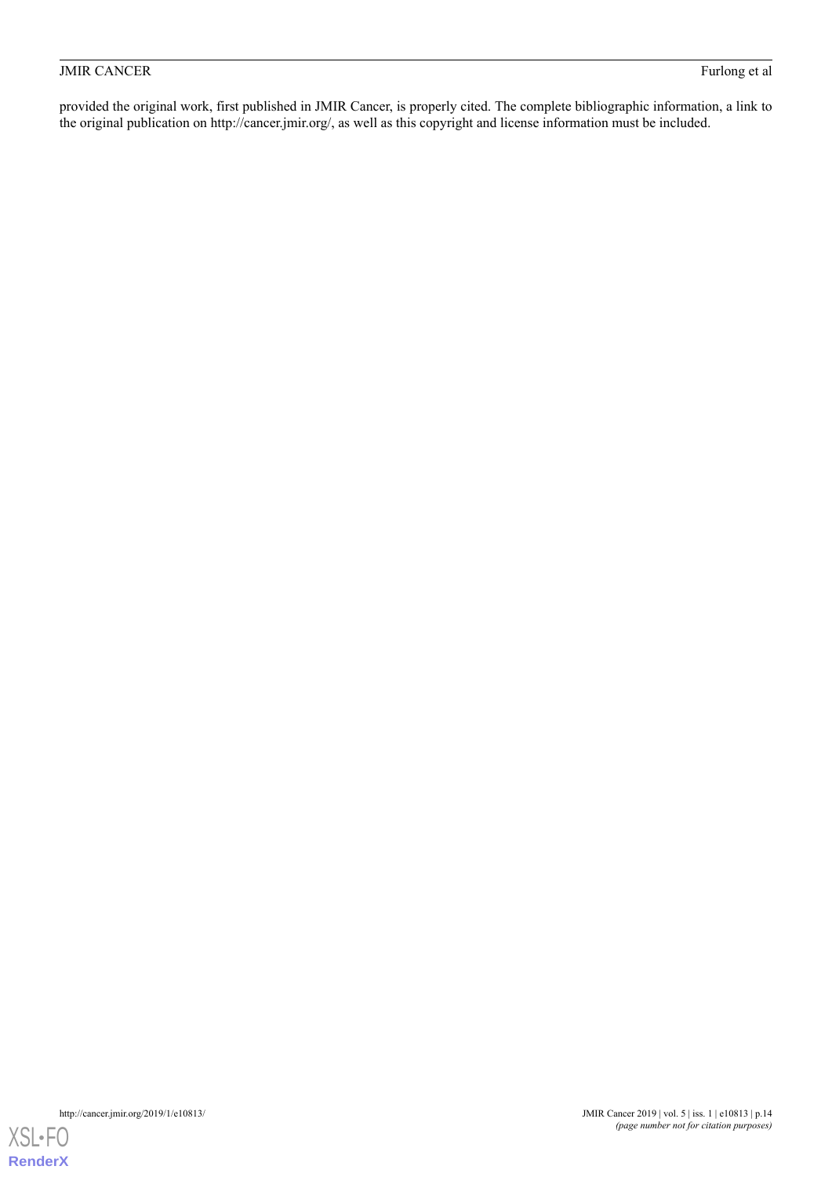provided the original work, first published in JMIR Cancer, is properly cited. The complete bibliographic information, a link to the original publication on http://cancer.jmir.org/, as well as this copyright and license information must be included.